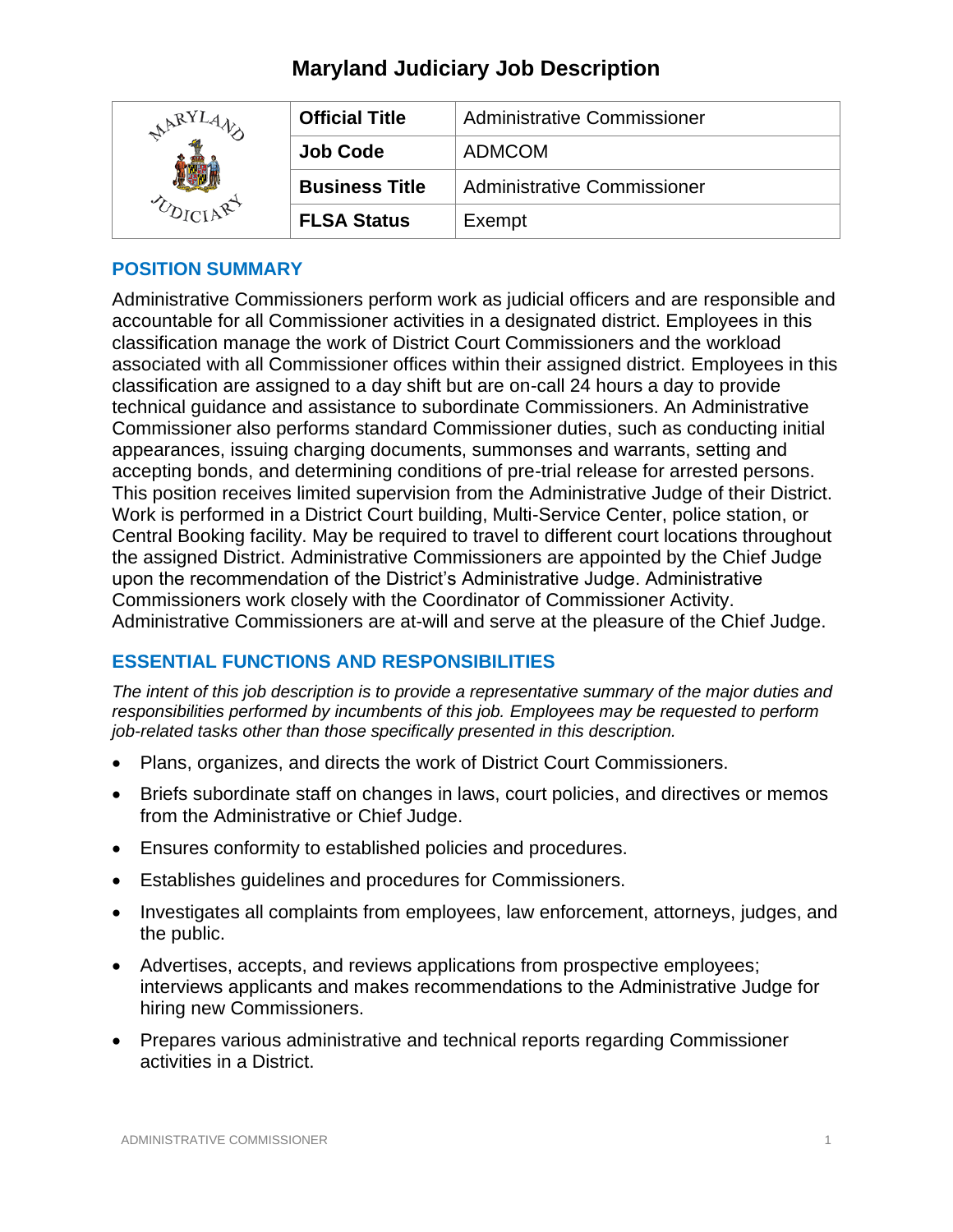# Maryland Judiciary Job Description

| Official Title | Administrative Commissioner |
|---|---|
| Job Code | ADMCOM |
| Business Title | Administrative Commissioner |
| FLSA Status | Exempt |

## POSITION SUMMARY

Administrative Commissioners perform work as judicial officers and are responsible and accountable for all Commissioner activities in a designated district. Employees in this classification manage the work of District Court Commissioners and the workload associated with all Commissioner offices within their assigned district. Employees in this classification are assigned to a day shift but are on-call 24 hours a day to provide technical guidance and assistance to subordinate Commissioners. An Administrative Commissioner also performs standard Commissioner duties, such as conducting initial appearances, issuing charging documents, summonses and warrants, setting and accepting bonds, and determining conditions of pre-trial release for arrested persons. This position receives limited supervision from the Administrative Judge of their District. Work is performed in a District Court building, Multi-Service Center, police station, or Central Booking facility. May be required to travel to different court locations throughout the assigned District. Administrative Commissioners are appointed by the Chief Judge upon the recommendation of the District's Administrative Judge. Administrative Commissioners work closely with the Coordinator of Commissioner Activity. Administrative Commissioners are at-will and serve at the pleasure of the Chief Judge.

## ESSENTIAL FUNCTIONS AND RESPONSIBILITIES

*The intent of this job description is to provide a representative summary of the major duties and responsibilities performed by incumbents of this job. Employees may be requested to perform job-related tasks other than those specifically presented in this description.*

- Plans, organizes, and directs the work of District Court Commissioners.
- Briefs subordinate staff on changes in laws, court policies, and directives or memos from the Administrative or Chief Judge.
- Ensures conformity to established policies and procedures.
- Establishes guidelines and procedures for Commissioners.
- Investigates all complaints from employees, law enforcement, attorneys, judges, and the public.
- Advertises, accepts, and reviews applications from prospective employees; interviews applicants and makes recommendations to the Administrative Judge for hiring new Commissioners.
- Prepares various administrative and technical reports regarding Commissioner activities in a District.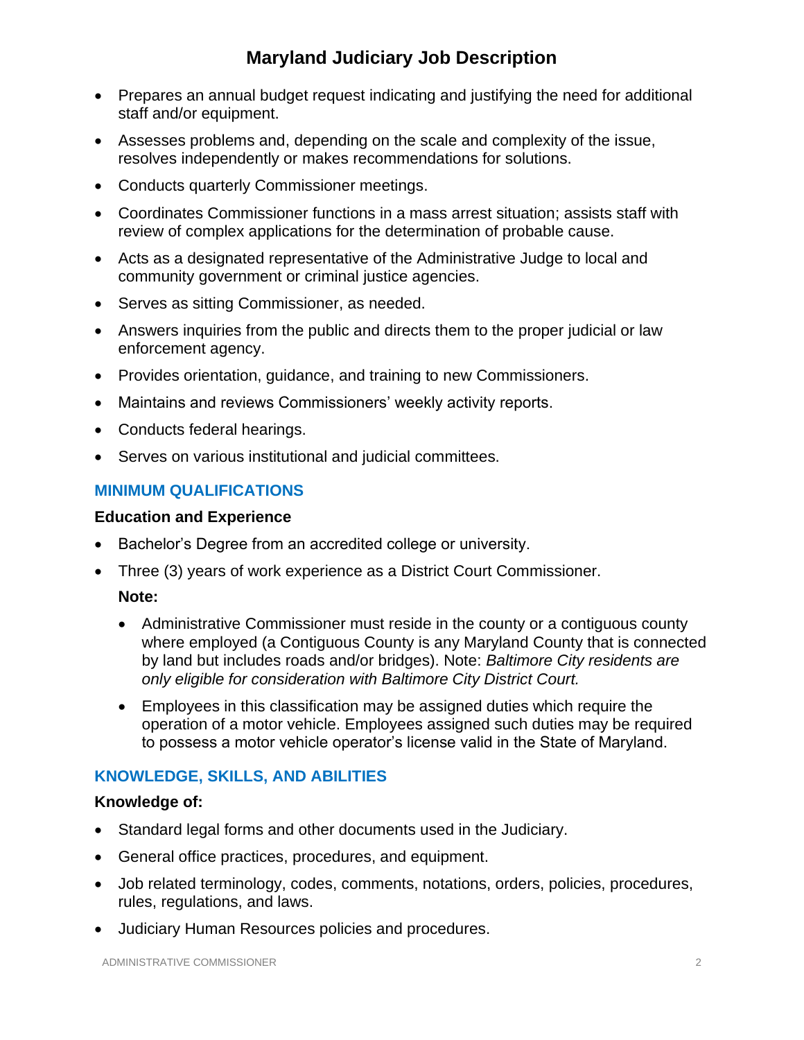- Prepares an annual budget request indicating and justifying the need for additional staff and/or equipment.
- Assesses problems and, depending on the scale and complexity of the issue, resolves independently or makes recommendations for solutions.
- Conducts quarterly Commissioner meetings.
- Coordinates Commissioner functions in a mass arrest situation; assists staff with review of complex applications for the determination of probable cause.
- Acts as a designated representative of the Administrative Judge to local and community government or criminal justice agencies.
- Serves as sitting Commissioner, as needed.
- Answers inquiries from the public and directs them to the proper judicial or law enforcement agency.
- Provides orientation, guidance, and training to new Commissioners.
- Maintains and reviews Commissioners' weekly activity reports.
- Conducts federal hearings.
- Serves on various institutional and judicial committees.

## MINIMUM QUALIFICATIONS

### Education and Experience

- Bachelor's Degree from an accredited college or university.
- Three (3) years of work experience as a District Court Commissioner.

  **Note:**

  - Administrative Commissioner must reside in the county or a contiguous county where employed (a Contiguous County is any Maryland County that is connected by land but includes roads and/or bridges). Note: *Baltimore City residents are only eligible for consideration with Baltimore City District Court.*
  - Employees in this classification may be assigned duties which require the operation of a motor vehicle. Employees assigned such duties may be required to possess a motor vehicle operator's license valid in the State of Maryland.

## KNOWLEDGE, SKILLS, AND ABILITIES

### Knowledge of:

- Standard legal forms and other documents used in the Judiciary.
- General office practices, procedures, and equipment.
- Job related terminology, codes, comments, notations, orders, policies, procedures, rules, regulations, and laws.
- Judiciary Human Resources policies and procedures.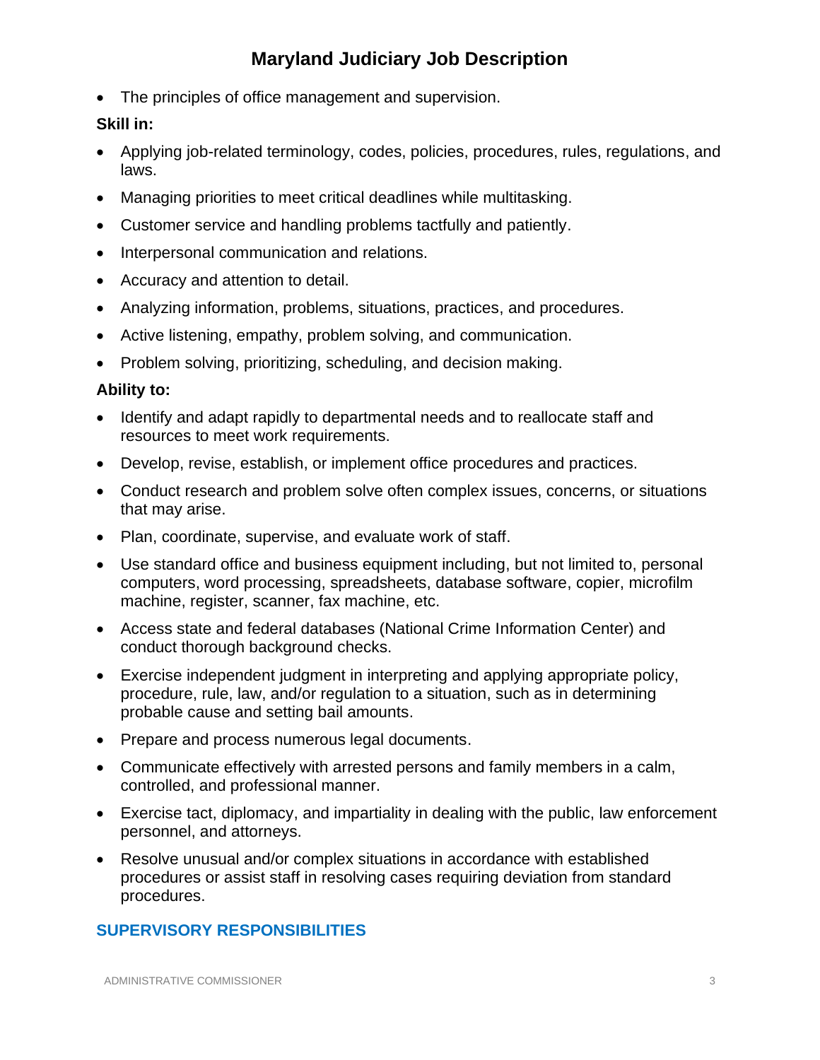- The principles of office management and supervision.

**Skill in:**

- Applying job-related terminology, codes, policies, procedures, rules, regulations, and laws.
- Managing priorities to meet critical deadlines while multitasking.
- Customer service and handling problems tactfully and patiently.
- Interpersonal communication and relations.
- Accuracy and attention to detail.
- Analyzing information, problems, situations, practices, and procedures.
- Active listening, empathy, problem solving, and communication.
- Problem solving, prioritizing, scheduling, and decision making.

**Ability to:**

- Identify and adapt rapidly to departmental needs and to reallocate staff and resources to meet work requirements.
- Develop, revise, establish, or implement office procedures and practices.
- Conduct research and problem solve often complex issues, concerns, or situations that may arise.
- Plan, coordinate, supervise, and evaluate work of staff.
- Use standard office and business equipment including, but not limited to, personal computers, word processing, spreadsheets, database software, copier, microfilm machine, register, scanner, fax machine, etc.
- Access state and federal databases (National Crime Information Center) and conduct thorough background checks.
- Exercise independent judgment in interpreting and applying appropriate policy, procedure, rule, law, and/or regulation to a situation, such as in determining probable cause and setting bail amounts.
- Prepare and process numerous legal documents.
- Communicate effectively with arrested persons and family members in a calm, controlled, and professional manner.
- Exercise tact, diplomacy, and impartiality in dealing with the public, law enforcement personnel, and attorneys.
- Resolve unusual and/or complex situations in accordance with established procedures or assist staff in resolving cases requiring deviation from standard procedures.

## SUPERVISORY RESPONSIBILITIES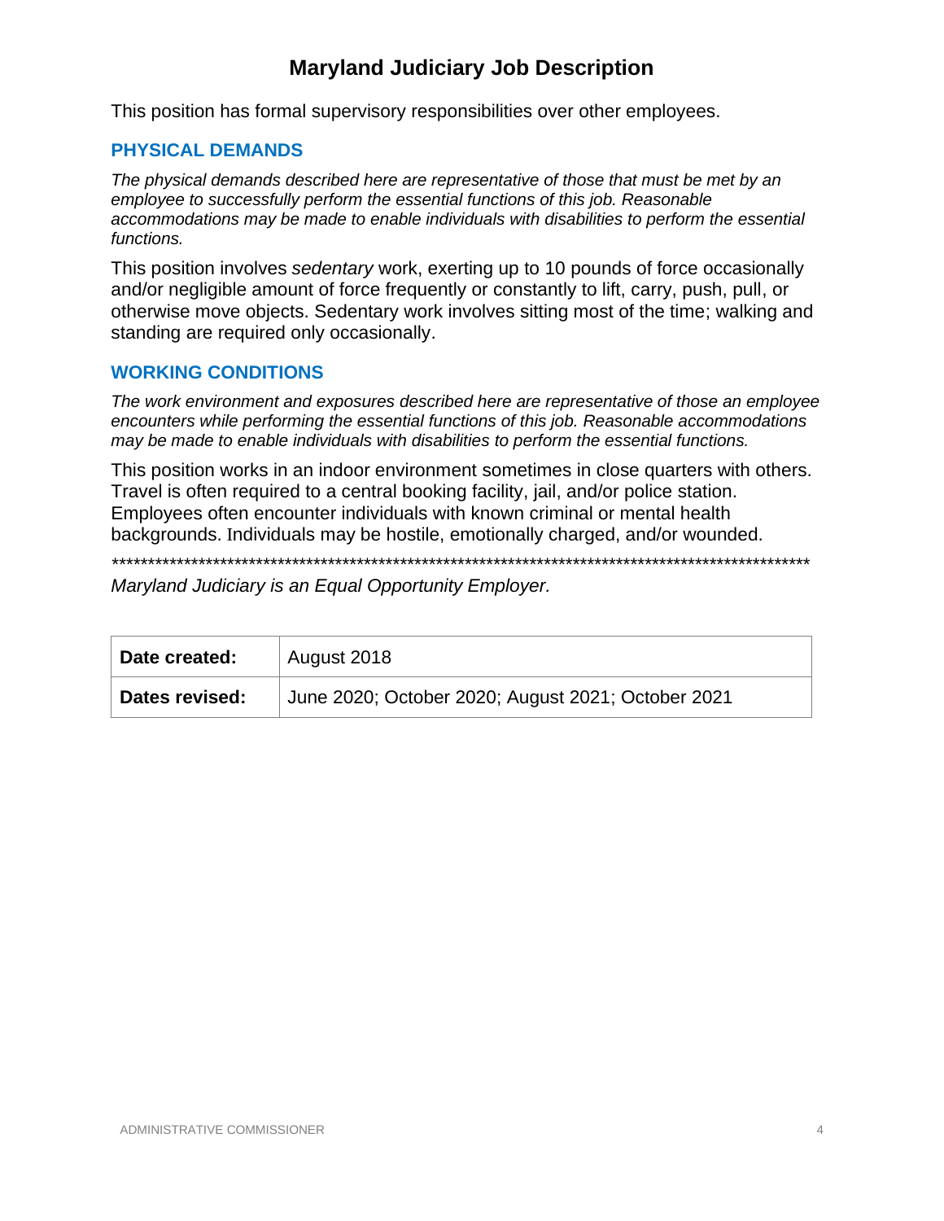# Maryland Judiciary Job Description

This position has formal supervisory responsibilities over other employees.

## PHYSICAL DEMANDS

*The physical demands described here are representative of those that must be met by an employee to successfully perform the essential functions of this job. Reasonable accommodations may be made to enable individuals with disabilities to perform the essential functions.*

This position involves *sedentary* work, exerting up to 10 pounds of force occasionally and/or negligible amount of force frequently or constantly to lift, carry, push, pull, or otherwise move objects. Sedentary work involves sitting most of the time; walking and standing are required only occasionally.

## WORKING CONDITIONS

*The work environment and exposures described here are representative of those an employee encounters while performing the essential functions of this job. Reasonable accommodations may be made to enable individuals with disabilities to perform the essential functions.*

This position works in an indoor environment sometimes in close quarters with others. Travel is often required to a central booking facility, jail, and/or police station. Employees often encounter individuals with known criminal or mental health backgrounds. Individuals may be hostile, emotionally charged, and/or wounded.

*****************************************************************************************************

*Maryland Judiciary is an Equal Opportunity Employer.*

| | |
|---|---|
| **Date created:** | August 2018 |
| **Dates revised:** | June 2020; October 2020; August 2021; October 2021 |